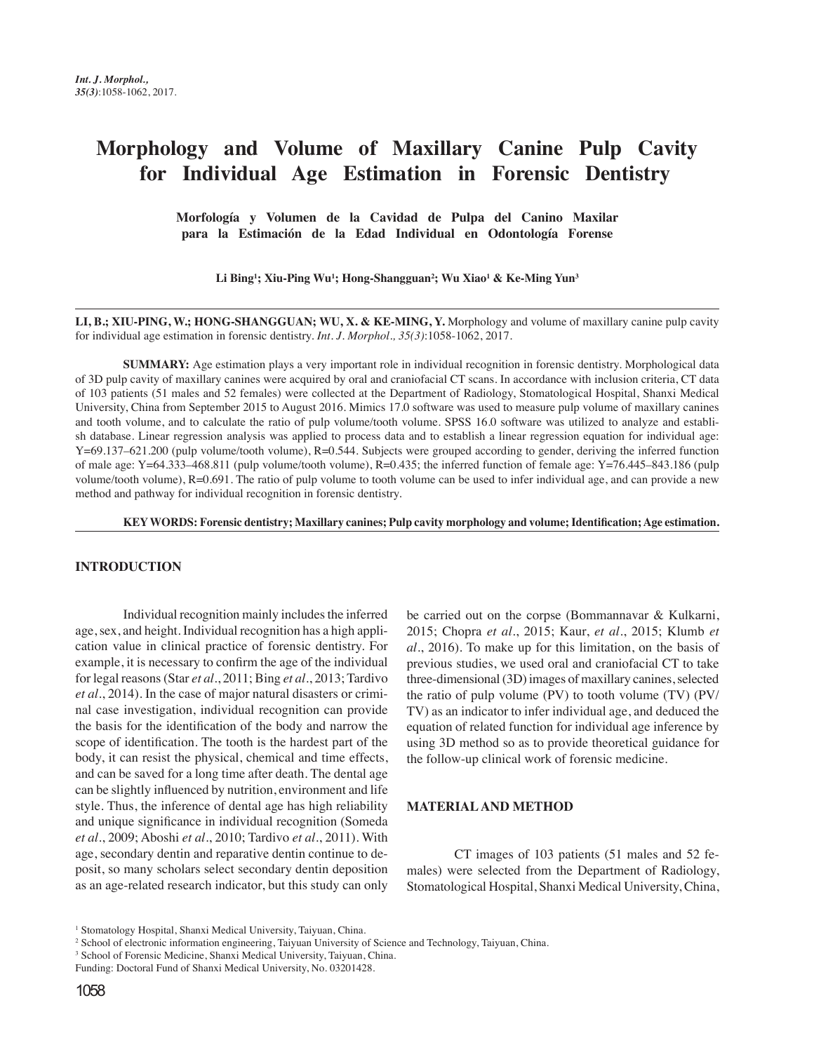# Morphology and Volume of Maxillary Canine Pulp Cavity for Individual Age Estimation in Forensic Dentistry

**Morfología y Volumen de la Cavidad de Pulpa del Canino Maxilar para la Estimación de la Edad Individual en Odontología Forense**

**Li Bing[1]; Xiu-Ping Wu[1]; Hong-Shangguan[2]; Wu Xiao[1] & Ke-Ming Yun[3]**

**LI, B.; XIU-PING, W.; HONG-SHANGGUAN; WU, X. & KE-MING, Y.** Morphology and volume of maxillary canine pulp cavity for individual age estimation in forensic dentistry. *Int. J. Morphol., 35(3)*:1058-1062, 2017.

**SUMMARY:** Age estimation plays a very important role in individual recognition in forensic dentistry. Morphological data of 3D pulp cavity of maxillary canines were acquired by oral and craniofacial CT scans. In accordance with inclusion criteria, CT data of 103 patients (51 males and 52 females) were collected at the Department of Radiology, Stomatological Hospital, Shanxi Medical University, China from September 2015 to August 2016. Mimics 17.0 software was used to measure pulp volume of maxillary canines and tooth volume, and to calculate the ratio of pulp volume/tooth volume. SPSS 16.0 software was utilized to analyze and establish database. Linear regression analysis was applied to process data and to establish a linear regression equation for individual age: Y=69.137–621.200 (pulp volume/tooth volume), R=0.544. Subjects were grouped according to gender, deriving the inferred function of male age: Y=64.333–468.811 (pulp volume/tooth volume), R=0.435; the inferred function of female age: Y=76.445–843.186 (pulp volume/tooth volume), R=0.691. The ratio of pulp volume to tooth volume can be used to infer individual age, and can provide a new method and pathway for individual recognition in forensic dentistry.

**KEY WORDS: Forensic dentistry; Maxillary canines; Pulp cavity morphology and volume; Identification; Age estimation.**

## INTRODUCTION

Individual recognition mainly includes the inferred age, sex, and height. Individual recognition has a high application value in clinical practice of forensic dentistry. For example, it is necessary to confirm the age of the individual for legal reasons (Star *et al*., 2011; Bing *et al*., 2013; Tardivo *et al*., 2014). In the case of major natural disasters or criminal case investigation, individual recognition can provide the basis for the identification of the body and narrow the scope of identification. The tooth is the hardest part of the body, it can resist the physical, chemical and time effects, and can be saved for a long time after death. The dental age can be slightly influenced by nutrition, environment and life style. Thus, the inference of dental age has high reliability and unique significance in individual recognition (Someda *et al*., 2009; Aboshi *et al*., 2010; Tardivo *et al*., 2011). With age, secondary dentin and reparative dentin continue to deposit, so many scholars select secondary dentin deposition as an age-related research indicator, but this study can only be carried out on the corpse (Bommannavar & Kulkarni, 2015; Chopra *et al*., 2015; Kaur, *et al*., 2015; Klumb *et al*., 2016). To make up for this limitation, on the basis of previous studies, we used oral and craniofacial CT to take three-dimensional (3D) images of maxillary canines, selected the ratio of pulp volume (PV) to tooth volume (TV) (PV/TV) as an indicator to infer individual age, and deduced the equation of related function for individual age inference by using 3D method so as to provide theoretical guidance for the follow-up clinical work of forensic medicine.

## MATERIAL AND METHOD

CT images of 103 patients (51 males and 52 females) were selected from the Department of Radiology, Stomatological Hospital, Shanxi Medical University, China,

---

[1] Stomatology Hospital, Shanxi Medical University, Taiyuan, China.
[2] School of electronic information engineering, Taiyuan University of Science and Technology, Taiyuan, China.
[3] School of Forensic Medicine, Shanxi Medical University, Taiyuan, China.
Funding: Doctoral Fund of Shanxi Medical University, No. 03201428.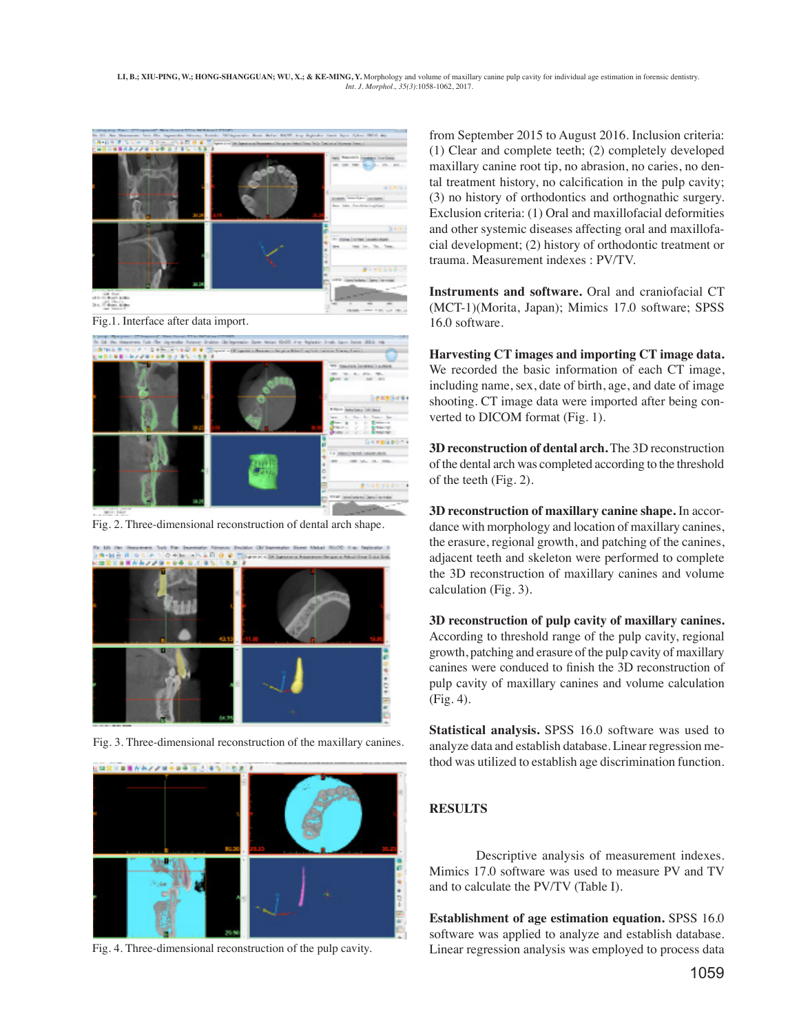Fig.1. Interface after data import.

Fig. 2. Three-dimensional reconstruction of dental arch shape.

Fig. 3. Three-dimensional reconstruction of the maxillary canines.

Fig. 4. Three-dimensional reconstruction of the pulp cavity.

from September 2015 to August 2016. Inclusion criteria: (1) Clear and complete teeth; (2) completely developed maxillary canine root tip, no abrasion, no caries, no dental treatment history, no calcification in the pulp cavity; (3) no history of orthodontics and orthognathic surgery. Exclusion criteria: (1) Oral and maxillofacial deformities and other systemic diseases affecting oral and maxillofacial development; (2) history of orthodontic treatment or trauma. Measurement indexes : PV/TV.

**Instruments and software.** Oral and craniofacial CT (MCT-1)(Morita, Japan); Mimics 17.0 software; SPSS 16.0 software.

**Harvesting CT images and importing CT image data.** We recorded the basic information of each CT image, including name, sex, date of birth, age, and date of image shooting. CT image data were imported after being converted to DICOM format (Fig. 1).

**3D reconstruction of dental arch.** The 3D reconstruction of the dental arch was completed according to the threshold of the teeth (Fig. 2).

**3D reconstruction of maxillary canine shape.** In accordance with morphology and location of maxillary canines, the erasure, regional growth, and patching of the canines, adjacent teeth and skeleton were performed to complete the 3D reconstruction of maxillary canines and volume calculation (Fig. 3).

**3D reconstruction of pulp cavity of maxillary canines.** According to threshold range of the pulp cavity, regional growth, patching and erasure of the pulp cavity of maxillary canines were conduced to finish the 3D reconstruction of pulp cavity of maxillary canines and volume calculation (Fig. 4).

**Statistical analysis.** SPSS 16.0 software was used to analyze data and establish database. Linear regression method was utilized to establish age discrimination function.

## RESULTS

Descriptive analysis of measurement indexes. Mimics 17.0 software was used to measure PV and TV and to calculate the PV/TV (Table I).

**Establishment of age estimation equation.** SPSS 16.0 software was applied to analyze and establish database. Linear regression analysis was employed to process data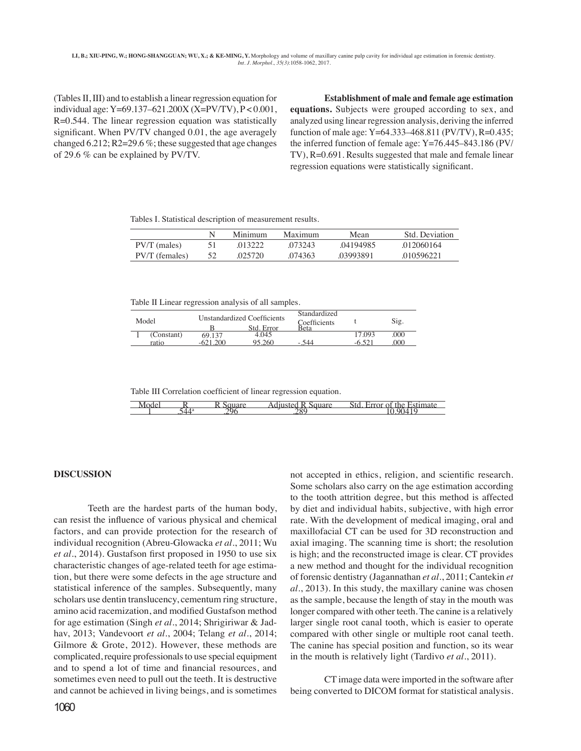(Tables II, III) and to establish a linear regression equation for individual age: $Y=69.137–621.200X$ ($X=PV/TV$), $P<0.001$, $R=0.544$. The linear regression equation was statistically significant. When PV/TV changed 0.01, the age averagely changed 6.212; $R^2=29.6$ %; these suggested that age changes of 29.6 % can be explained by PV/TV.

**Establishment of male and female age estimation equations.** Subjects were grouped according to sex, and analyzed using linear regression analysis, deriving the inferred function of male age: $Y=64.333–468.811$ (PV/TV), $R=0.435$; the inferred function of female age: $Y=76.445–843.186$ (PV/TV), $R=0.691$. Results suggested that male and female linear regression equations were statistically significant.

Tables I. Statistical description of measurement results.

| | N | Minimum | Maximum | Mean | Std. Deviation |
|---|---|---|---|---|---|
| PV/T (males) | 51 | .013222 | .073243 | .04194985 | .012060164 |
| PV/T (females) | 52 | .025720 | .074363 | .03993891 | .010596221 |

Table II Linear regression analysis of all samples.

| Model | | Unstandardized Coefficients | | Standardized Coefficients | t | Sig. |
|---|---|---|---|---|---|---|
| | | B | Std. Error | Beta | | |
| 1 | (Constant) | 69.137 | 4.045 | | 17.093 | .000 |
| | ratio | -621.200 | 95.260 | -.544 | -6.521 | .000 |

Table III Correlation coefficient of linear regression equation.

| Model | R | R Square | Adjusted R Square | Std. Error of the Estimate |
|---|---|---|---|---|
| 1 | .544[a] | .296 | .289 | 10.90419 |

## DISCUSSION

Teeth are the hardest parts of the human body, can resist the influence of various physical and chemical factors, and can provide protection for the research of individual recognition (Abreu-Glowacka *et al*., 2011; Wu *et al*., 2014). Gustafson first proposed in 1950 to use six characteristic changes of age-related teeth for age estimation, but there were some defects in the age structure and statistical inference of the samples. Subsequently, many scholars use dentin translucency, cementum ring structure, amino acid racemization, and modified Gustafson method for age estimation (Singh *et al*., 2014; Shrigiriwar & Jadhav, 2013; Vandevoort *et al*., 2004; Telang *et al*., 2014; Gilmore & Grote, 2012). However, these methods are complicated, require professionals to use special equipment and to spend a lot of time and financial resources, and sometimes even need to pull out the teeth. It is destructive and cannot be achieved in living beings, and is sometimes not accepted in ethics, religion, and scientific research. Some scholars also carry on the age estimation according to the tooth attrition degree, but this method is affected by diet and individual habits, subjective, with high error rate. With the development of medical imaging, oral and maxillofacial CT can be used for 3D reconstruction and axial imaging. The scanning time is short; the resolution is high; and the reconstructed image is clear. CT provides a new method and thought for the individual recognition of forensic dentistry (Jagannathan *et al*., 2011; Cantekin *et al*., 2013). In this study, the maxillary canine was chosen as the sample, because the length of stay in the mouth was longer compared with other teeth. The canine is a relatively larger single root canal tooth, which is easier to operate compared with other single or multiple root canal teeth. The canine has special position and function, so its wear in the mouth is relatively light (Tardivo *et al*., 2011).

CT image data were imported in the software after being converted to DICOM format for statistical analysis.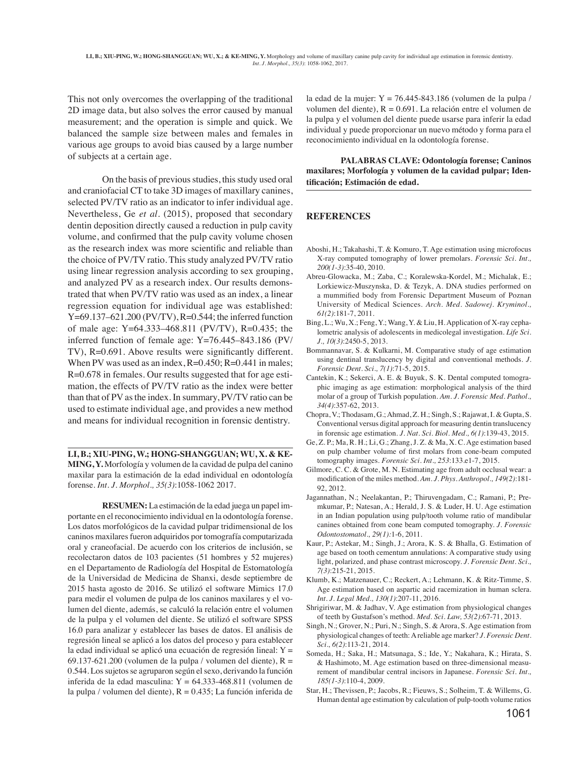This not only overcomes the overlapping of the traditional 2D image data, but also solves the error caused by manual measurement; and the operation is simple and quick. We balanced the sample size between males and females in various age groups to avoid bias caused by a large number of subjects at a certain age.

On the basis of previous studies, this study used oral and craniofacial CT to take 3D images of maxillary canines, selected PV/TV ratio as an indicator to infer individual age. Nevertheless, Ge *et al*. (2015), proposed that secondary dentin deposition directly caused a reduction in pulp cavity volume, and confirmed that the pulp cavity volume chosen as the research index was more scientific and reliable than the choice of PV/TV ratio. This study analyzed PV/TV ratio using linear regression analysis according to sex grouping, and analyzed PV as a research index. Our results demonstrated that when PV/TV ratio was used as an index, a linear regression equation for individual age was established: $Y=69.137–621.200\ (PV/TV)$, $R=0.544$; the inferred function of male age: $Y=64.333–468.811\ (PV/TV)$, $R=0.435$; the inferred function of female age: $Y=76.445–843.186\ (PV/TV)$, $R=0.691$. Above results were significantly different. When PV was used as an index, $R=0.450$; $R=0.441$ in males; $R=0.678$ in females. Our results suggested that for age estimation, the effects of PV/TV ratio as the index were better than that of PV as the index. In summary, PV/TV ratio can be used to estimate individual age, and provides a new method and means for individual recognition in forensic dentistry.

**LI, B.; XIU-PING, W.; HONG-SHANGGUAN; WU, X. & KE-MING, Y.** Morfología y volumen de la cavidad de pulpa del canino maxilar para la estimación de la edad individual en odontología forense. *Int. J. Morphol., 35(3)*:1058-1062 2017.

**RESUMEN:** La estimación de la edad juega un papel importante en el reconocimiento individual en la odontología forense. Los datos morfológicos de la cavidad pulpar tridimensional de los caninos maxilares fueron adquiridos por tomografía computarizada oral y craneofacial. De acuerdo con los criterios de inclusión, se recolectaron datos de 103 pacientes (51 hombres y 52 mujeres) en el Departamento de Radiología del Hospital de Estomatología de la Universidad de Medicina de Shanxi, desde septiembre de 2015 hasta agosto de 2016. Se utilizó el software Mimics 17.0 para medir el volumen de pulpa de los caninos maxilares y el volumen del diente, además, se calculó la relación entre el volumen de la pulpa y el volumen del diente. Se utilizó el software SPSS 16.0 para analizar y establecer las bases de datos. El análisis de regresión lineal se aplicó a los datos del proceso y para establecer la edad individual se aplicó una ecuación de regresión lineal: $Y = 69.137\text{-}621.200$ (volumen de la pulpa / volumen del diente), $R = 0.544$. Los sujetos se agruparon según el sexo, derivando la función inferida de la edad masculina: $Y = 64.333\text{-}468.811$ (volumen de la pulpa / volumen del diente), $R = 0.435$; La función inferida de la edad de la mujer: $Y = 76.445\text{-}843.186$ (volumen de la pulpa / volumen del diente), $R = 0.691$. La relación entre el volumen de la pulpa y el volumen del diente puede usarse para inferir la edad individual y puede proporcionar un nuevo método y forma para el reconocimiento individual en la odontología forense.

**PALABRAS CLAVE: Odontología forense; Caninos maxilares; Morfología y volumen de la cavidad pulpar; Identificación; Estimación de edad.**

## REFERENCES

Aboshi, H.; Takahashi, T. & Komuro, T. Age estimation using microfocus X-ray computed tomography of lower premolars. *Forensic Sci. Int., 200(1-3)*:35-40, 2010.

Abreu-Glowacka, M.; Zaba, C.; Koralewska-Kordel, M.; Michalak, E.; Lorkiewicz-Muszynska, D. & Tezyk, A. DNA studies performed on a mummified body from Forensic Department Museum of Poznan University of Medical Sciences. *Arch. Med. Sadowej. Kryminol., 61(2)*:181-7, 2011.

Bing, L.; Wu, X.; Feng, Y.; Wang, Y. & Liu, H. Application of X-ray cephalometric analysis of adolescents in medicolegal investigation. *Life Sci. J., 10(3)*:2450-5, 2013.

Bommannavar, S. & Kulkarni, M. Comparative study of age estimation using dentinal translucency by digital and conventional methods. *J. Forensic Dent. Sci., 7(1)*:71-5, 2015.

Cantekin, K.; Sekerci, A. E. & Buyuk, S. K. Dental computed tomographic imaging as age estimation: morphological analysis of the third molar of a group of Turkish population. *Am. J. Forensic Med. Pathol., 34(4)*:357-62, 2013.

Chopra, V.; Thodasam, G.; Ahmad, Z. H.; Singh, S.; Rajawat, I. & Gupta, S. Conventional versus digital approach for measuring dentin translucency in forensic age estimation. *J. Nat. Sci. Biol. Med., 6(1)*:139-43, 2015.

Ge, Z. P.; Ma, R. H.; Li, G.; Zhang, J. Z. & Ma, X. C. Age estimation based on pulp chamber volume of first molars from cone-beam computed tomography images. *Forensic Sci. Int., 253*:133.e1-7, 2015.

Gilmore, C. C. & Grote, M. N. Estimating age from adult occlusal wear: a modification of the miles method. *Am. J. Phys. Anthropol., 149(2)*:181-92, 2012.

Jagannathan, N.; Neelakantan, P.; Thiruvengadam, C.; Ramani, P.; Premkumar, P.; Natesan, A.; Herald, J. S. & Luder, H. U. Age estimation in an Indian population using pulp/tooth volume ratio of mandibular canines obtained from cone beam computed tomography. *J. Forensic Odontostomatol., 29(1)*:1-6, 2011.

Kaur, P.; Astekar, M.; Singh, J.; Arora, K. S. & Bhalla, G. Estimation of age based on tooth cementum annulations: A comparative study using light, polarized, and phase contrast microscopy. *J. Forensic Dent. Sci., 7(3)*:215-21, 2015.

Klumb, K.; Matzenauer, C.; Reckert, A.; Lehmann, K. & Ritz-Timme, S. Age estimation based on aspartic acid racemization in human sclera. *Int. J. Legal Med., 130(1)*:207-11, 2016.

Shrigiriwar, M. & Jadhav, V. Age estimation from physiological changes of teeth by Gustafson's method. *Med. Sci. Law, 53(2)*:67-71, 2013.

Singh, N.; Grover, N.; Puri, N.; Singh, S. & Arora, S. Age estimation from physiological changes of teeth: A reliable age marker? *J. Forensic Dent. Sci., 6(2)*:113-21, 2014.

Someda, H.; Saka, H.; Matsunaga, S.; Ide, Y.; Nakahara, K.; Hirata, S. & Hashimoto, M. Age estimation based on three-dimensional measurement of mandibular central incisors in Japanese. *Forensic Sci. Int., 185(1-3)*:110-4, 2009.

Star, H.; Thevissen, P.; Jacobs, R.; Fieuws, S.; Solheim, T. & Willems, G. Human dental age estimation by calculation of pulp-tooth volume ratios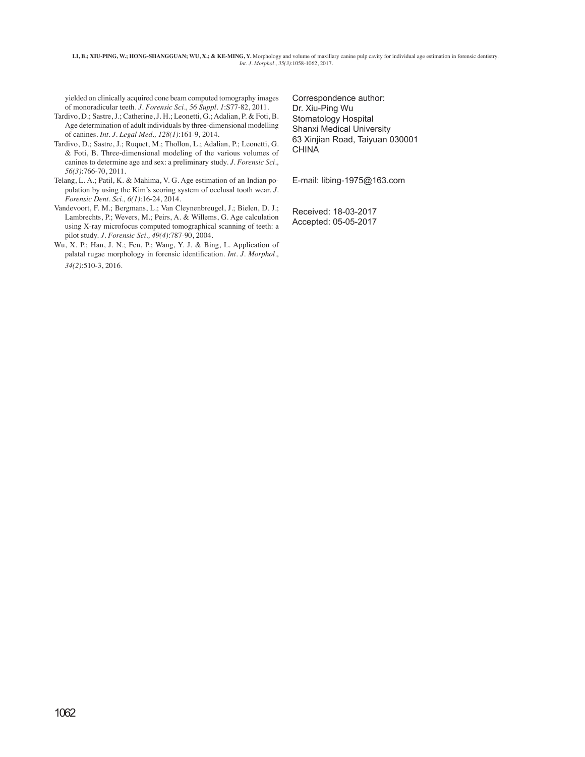yielded on clinically acquired cone beam computed tomography images of monoradicular teeth. *J. Forensic Sci., 56 Suppl. 1*:S77-82, 2011.

Tardivo, D.; Sastre, J.; Catherine, J. H.; Leonetti, G.; Adalian, P. & Foti, B. Age determination of adult individuals by three-dimensional modelling of canines. *Int. J. Legal Med., 128(1)*:161-9, 2014.

Tardivo, D.; Sastre, J.; Ruquet, M.; Thollon, L.; Adalian, P.; Leonetti, G. & Foti, B. Three-dimensional modeling of the various volumes of canines to determine age and sex: a preliminary study. *J. Forensic Sci., 56(3)*:766-70, 2011.

Telang, L. A.; Patil, K. & Mahima, V. G. Age estimation of an Indian population by using the Kim's scoring system of occlusal tooth wear. *J. Forensic Dent. Sci., 6(1)*:16-24, 2014.

Vandevoort, F. M.; Bergmans, L.; Van Cleynenbreugel, J.; Bielen, D. J.; Lambrechts, P.; Wevers, M.; Peirs, A. & Willems, G. Age calculation using X-ray microfocus computed tomographical scanning of teeth: a pilot study. *J. Forensic Sci., 49(4)*:787-90, 2004.

Wu, X. P.; Han, J. N.; Fen, P.; Wang, Y. J. & Bing, L. Application of palatal rugae morphology in forensic identification. *Int. J. Morphol., 34(2)*:510-3, 2016.

Correspondence author:
Dr. Xiu-Ping Wu
Stomatology Hospital
Shanxi Medical University
63 Xinjian Road, Taiyuan 030001
CHINA

E-mail: libing-1975@163.com

Received: 18-03-2017
Accepted: 05-05-2017